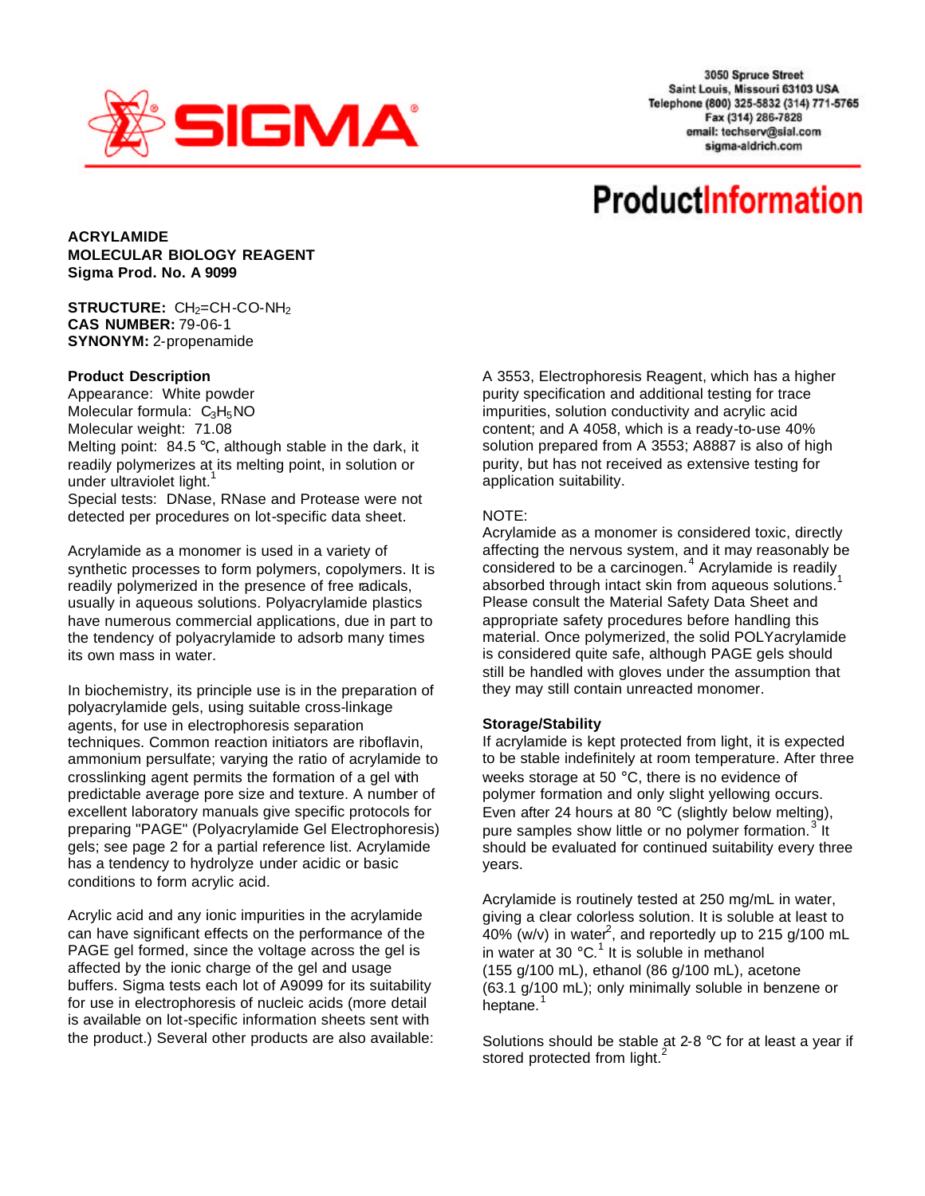SIGMA

3050 Spruce Street
Saint Louis, Missouri 63103 USA
Telephone (800) 325-5832 (314) 771-5765
Fax (314) 286-7828
email: techserv@sial.com
sigma-aldrich.com

# ProductInformation

**ACRYLAMIDE**
**MOLECULAR BIOLOGY REAGENT**
**Sigma Prod. No. A 9099**

**STRUCTURE:** $CH_2$=CH-CO-$NH_2$
**CAS NUMBER:** 79-06-1
**SYNONYM:** 2-propenamide

### Product Description

Appearance: White powder
Molecular formula: $C_3H_5NO$
Molecular weight: 71.08
Melting point: 84.5 °C, although stable in the dark, it readily polymerizes at its melting point, in solution or under ultraviolet light.[1]
Special tests: DNase, RNase and Protease were not detected per procedures on lot-specific data sheet.

Acrylamide as a monomer is used in a variety of synthetic processes to form polymers, copolymers. It is readily polymerized in the presence of free radicals, usually in aqueous solutions. Polyacrylamide plastics have numerous commercial applications, due in part to the tendency of polyacrylamide to adsorb many times its own mass in water.

In biochemistry, its principle use is in the preparation of polyacrylamide gels, using suitable cross-linkage agents, for use in electrophoresis separation techniques. Common reaction initiators are riboflavin, ammonium persulfate; varying the ratio of acrylamide to crosslinking agent permits the formation of a gel with predictable average pore size and texture. A number of excellent laboratory manuals give specific protocols for preparing "PAGE" (Polyacrylamide Gel Electrophoresis) gels; see page 2 for a partial reference list. Acrylamide has a tendency to hydrolyze under acidic or basic conditions to form acrylic acid.

Acrylic acid and any ionic impurities in the acrylamide can have significant effects on the performance of the PAGE gel formed, since the voltage across the gel is affected by the ionic charge of the gel and usage buffers. Sigma tests each lot of A9099 for its suitability for use in electrophoresis of nucleic acids (more detail is available on lot-specific information sheets sent with the product.) Several other products are also available: A 3553, Electrophoresis Reagent, which has a higher purity specification and additional testing for trace impurities, solution conductivity and acrylic acid content; and A 4058, which is a ready-to-use 40% solution prepared from A 3553; A8887 is also of high purity, but has not received as extensive testing for application suitability.

NOTE:
Acrylamide as a monomer is considered toxic, directly affecting the nervous system, and it may reasonably be considered to be a carcinogen.[4] Acrylamide is readily absorbed through intact skin from aqueous solutions.[1] Please consult the Material Safety Data Sheet and appropriate safety procedures before handling this material. Once polymerized, the solid POLYacrylamide is considered quite safe, although PAGE gels should still be handled with gloves under the assumption that they may still contain unreacted monomer.

### Storage/Stability

If acrylamide is kept protected from light, it is expected to be stable indefinitely at room temperature. After three weeks storage at 50 °C, there is no evidence of polymer formation and only slight yellowing occurs. Even after 24 hours at 80 °C (slightly below melting), pure samples show little or no polymer formation.[3] It should be evaluated for continued suitability every three years.

Acrylamide is routinely tested at 250 mg/mL in water, giving a clear colorless solution. It is soluble at least to 40% (w/v) in water[2], and reportedly up to 215 g/100 mL in water at 30 °C.[1] It is soluble in methanol (155 g/100 mL), ethanol (86 g/100 mL), acetone (63.1 g/100 mL); only minimally soluble in benzene or heptane.[1]

Solutions should be stable at 2-8 °C for at least a year if stored protected from light.[2]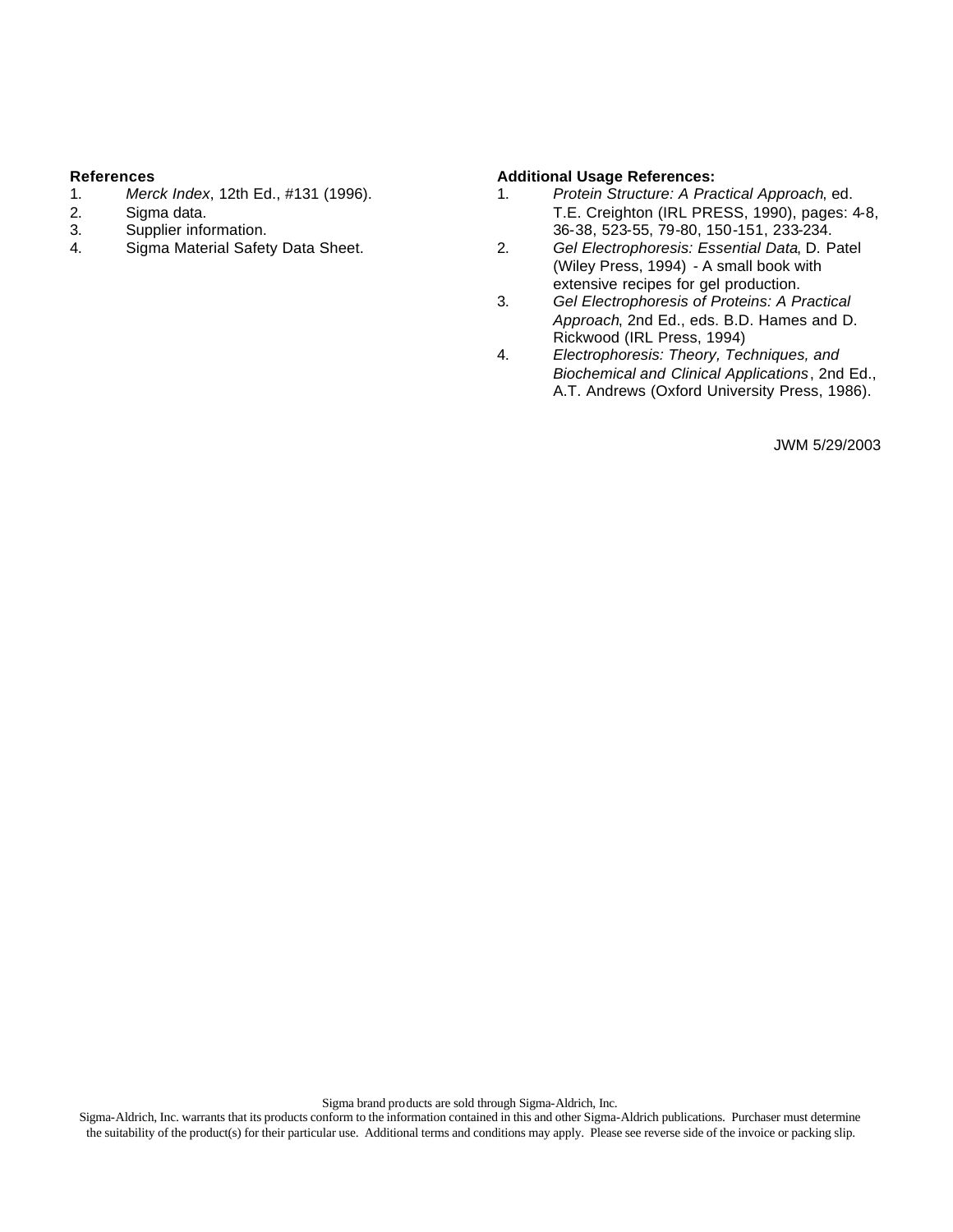**References**

1. *Merck Index*, 12th Ed., #131 (1996).
2. Sigma data.
3. Supplier information.
4. Sigma Material Safety Data Sheet.

**Additional Usage References:**

1. *Protein Structure: A Practical Approach*, ed. T.E. Creighton (IRL PRESS, 1990), pages: 4-8, 36-38, 523-55, 79-80, 150-151, 233-234.
2. *Gel Electrophoresis: Essential Data*, D. Patel (Wiley Press, 1994) - A small book with extensive recipes for gel production.
3. *Gel Electrophoresis of Proteins: A Practical Approach*, 2nd Ed., eds. B.D. Hames and D. Rickwood (IRL Press, 1994)
4. *Electrophoresis: Theory, Techniques, and Biochemical and Clinical Applications*, 2nd Ed., A.T. Andrews (Oxford University Press, 1986).

JWM 5/29/2003

Sigma brand products are sold through Sigma-Aldrich, Inc.
Sigma-Aldrich, Inc. warrants that its products conform to the information contained in this and other Sigma-Aldrich publications. Purchaser must determine the suitability of the product(s) for their particular use. Additional terms and conditions may apply. Please see reverse side of the invoice or packing slip.